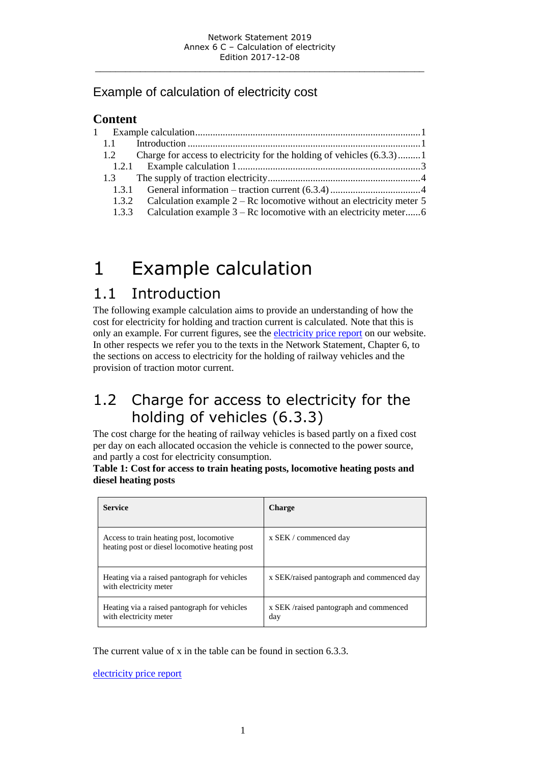# Example of calculation of electricity cost

## Content

1 Example calculation ........................................................................................1
  1.1 Introduction ............................................................................................1
  1.2 Charge for access to electricity for the holding of vehicles (6.3.3).........1
    1.2.1 Example calculation 1........................................................................3
  1.3 The supply of traction electricity............................................................4
    1.3.1 General information – traction current (6.3.4) ....................................4
    1.3.2 Calculation example 2 – Rc locomotive without an electricity meter 5
    1.3.3 Calculation example 3 – Rc locomotive with an electricity meter......6

# 1 Example calculation

## 1.1 Introduction

The following example calculation aims to provide an understanding of how the cost for electricity for holding and traction current is calculated. Note that this is only an example. For current figures, see the electricity price report on our website. In other respects we refer you to the texts in the Network Statement, Chapter 6, to the sections on access to electricity for the holding of railway vehicles and the provision of traction motor current.

## 1.2 Charge for access to electricity for the holding of vehicles (6.3.3)

The cost charge for the heating of railway vehicles is based partly on a fixed cost per day on each allocated occasion the vehicle is connected to the power source, and partly a cost for electricity consumption.

**Table 1: Cost for access to train heating posts, locomotive heating posts and diesel heating posts**

| Service | Charge |
|---|---|
| Access to train heating post, locomotive heating post or diesel locomotive heating post | x SEK / commenced day |
| Heating via a raised pantograph for vehicles with electricity meter | x SEK/raised pantograph and commenced day |
| Heating via a raised pantograph for vehicles with electricity meter | x SEK /raised pantograph and commenced day |

The current value of x in the table can be found in section 6.3.3.

electricity price report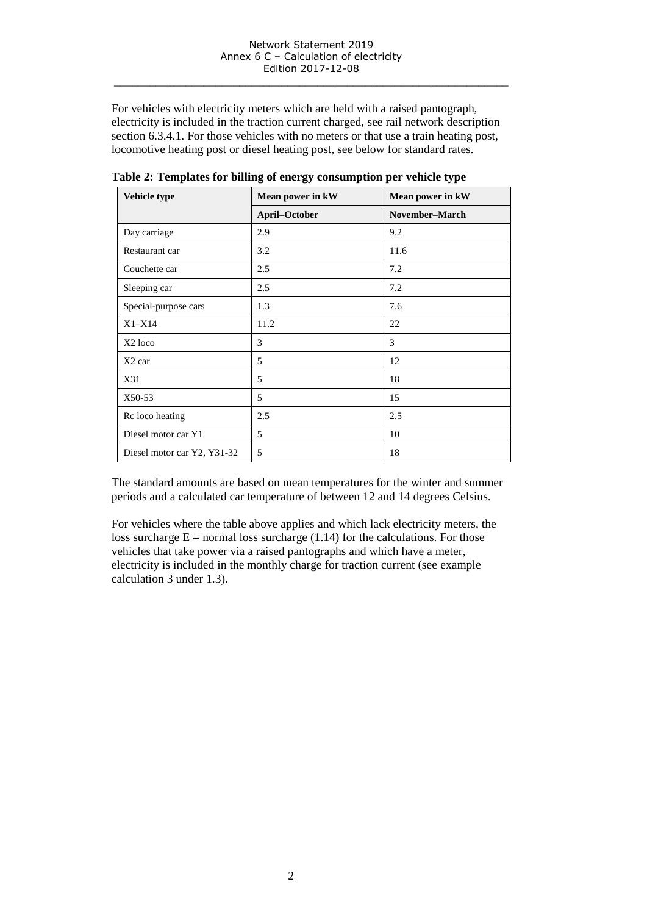For vehicles with electricity meters which are held with a raised pantograph, electricity is included in the traction current charged, see rail network description section 6.3.4.1. For those vehicles with no meters or that use a train heating post, locomotive heating post or diesel heating post, see below for standard rates.

**Table 2: Templates for billing of energy consumption per vehicle type**

| Vehicle type | Mean power in kW | Mean power in kW |
|---|---|---|
| | **April–October** | **November–March** |
| Day carriage | 2.9 | 9.2 |
| Restaurant car | 3.2 | 11.6 |
| Couchette car | 2.5 | 7.2 |
| Sleeping car | 2.5 | 7.2 |
| Special-purpose cars | 1.3 | 7.6 |
| X1–X14 | 11.2 | 22 |
| X2 loco | 3 | 3 |
| X2 car | 5 | 12 |
| X31 | 5 | 18 |
| X50-53 | 5 | 15 |
| Rc loco heating | 2.5 | 2.5 |
| Diesel motor car Y1 | 5 | 10 |
| Diesel motor car Y2, Y31-32 | 5 | 18 |

The standard amounts are based on mean temperatures for the winter and summer periods and a calculated car temperature of between 12 and 14 degrees Celsius.

For vehicles where the table above applies and which lack electricity meters, the loss surcharge E = normal loss surcharge (1.14) for the calculations. For those vehicles that take power via a raised pantographs and which have a meter, electricity is included in the monthly charge for traction current (see example calculation 3 under 1.3).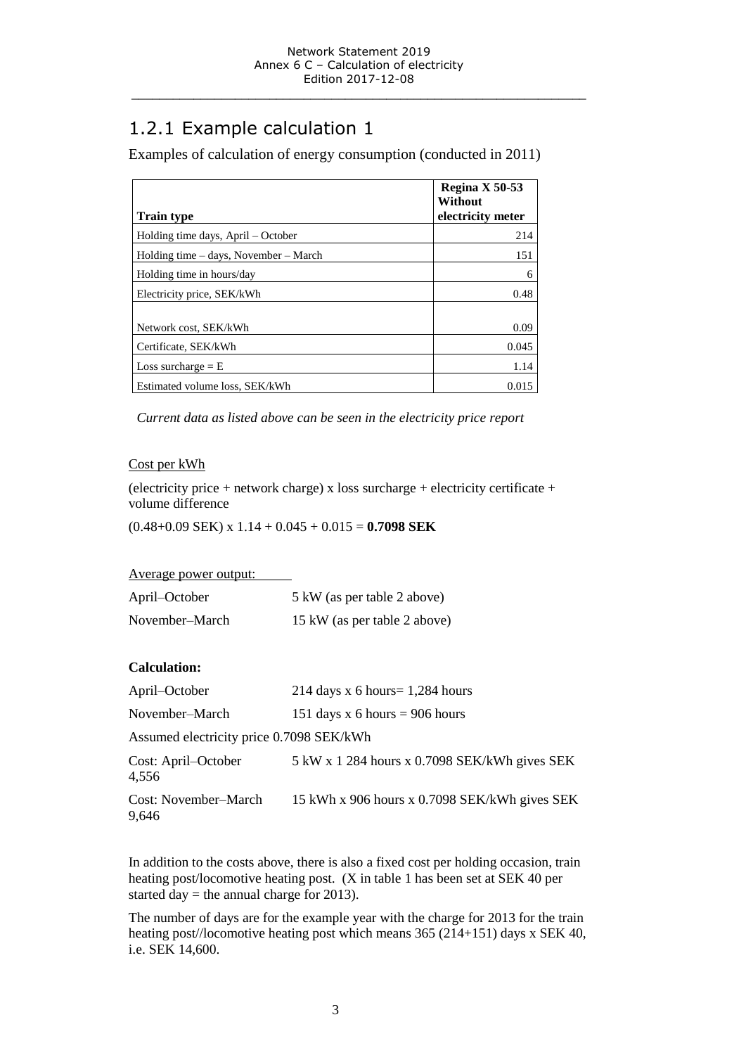## 1.2.1 Example calculation 1

Examples of calculation of energy consumption (conducted in 2011)

| Train type | Regina X 50-53 Without electricity meter |
|---|---|
| Holding time days, April – October | 214 |
| Holding time – days, November – March | 151 |
| Holding time in hours/day | 6 |
| Electricity price, SEK/kWh | 0.48 |
| Network cost, SEK/kWh | 0.09 |
| Certificate, SEK/kWh | 0.045 |
| Loss surcharge = E | 1.14 |
| Estimated volume loss, SEK/kWh | 0.015 |

*Current data as listed above can be seen in the electricity price report*

Cost per kWh

(electricity price + network charge) x loss surcharge + electricity certificate + volume difference

(0.48+0.09 SEK) x 1.14 + 0.045 + 0.015 = **0.7098 SEK**

Average power output:

April–October 5 kW (as per table 2 above)

November–March 15 kW (as per table 2 above)

**Calculation:**

April–October 214 days x 6 hours= 1,284 hours

November–March 151 days x 6 hours = 906 hours

Assumed electricity price 0.7098 SEK/kWh

Cost: April–October 5 kW x 1 284 hours x 0.7098 SEK/kWh gives SEK 4,556

Cost: November–March 15 kWh x 906 hours x 0.7098 SEK/kWh gives SEK 9,646

In addition to the costs above, there is also a fixed cost per holding occasion, train heating post/locomotive heating post. (X in table 1 has been set at SEK 40 per started day = the annual charge for 2013).

The number of days are for the example year with the charge for 2013 for the train heating post//locomotive heating post which means 365 (214+151) days x SEK 40, i.e. SEK 14,600.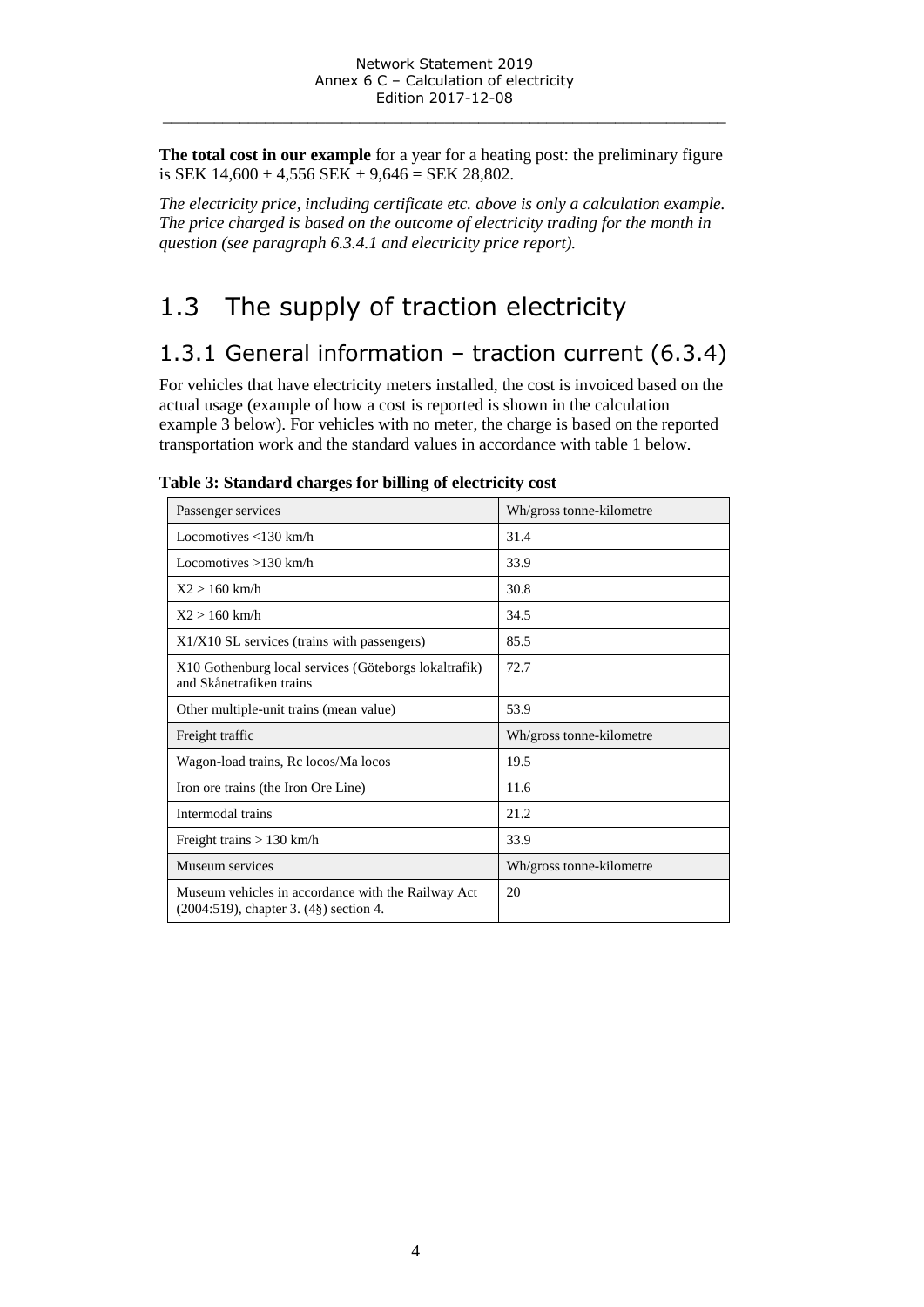**The total cost in our example** for a year for a heating post: the preliminary figure is SEK 14,600 + 4,556 SEK + 9,646 = SEK 28,802.

*The electricity price, including certificate etc. above is only a calculation example. The price charged is based on the outcome of electricity trading for the month in question (see paragraph 6.3.4.1 and electricity price report).*

# 1.3 The supply of traction electricity

## 1.3.1 General information – traction current (6.3.4)

For vehicles that have electricity meters installed, the cost is invoiced based on the actual usage (example of how a cost is reported is shown in the calculation example 3 below). For vehicles with no meter, the charge is based on the reported transportation work and the standard values in accordance with table 1 below.

**Table 3: Standard charges for billing of electricity cost**

| Passenger services | Wh/gross tonne-kilometre |
|---|---|
| Locomotives <130 km/h | 31.4 |
| Locomotives >130 km/h | 33.9 |
| X2 > 160 km/h | 30.8 |
| X2 > 160 km/h | 34.5 |
| X1/X10 SL services (trains with passengers) | 85.5 |
| X10 Gothenburg local services (Göteborgs lokaltrafik) and Skånetrafiken trains | 72.7 |
| Other multiple-unit trains (mean value) | 53.9 |
| Freight traffic | Wh/gross tonne-kilometre |
| Wagon-load trains, Rc locos/Ma locos | 19.5 |
| Iron ore trains (the Iron Ore Line) | 11.6 |
| Intermodal trains | 21.2 |
| Freight trains > 130 km/h | 33.9 |
| Museum services | Wh/gross tonne-kilometre |
| Museum vehicles in accordance with the Railway Act (2004:519), chapter 3. (4§) section 4. | 20 |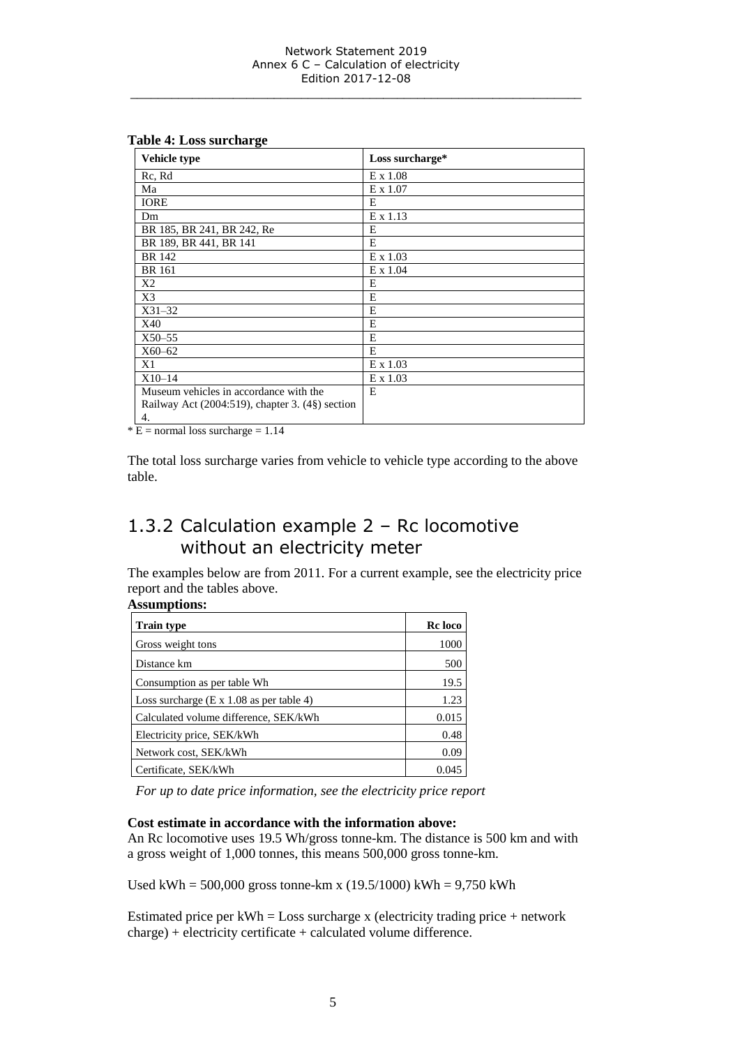**Table 4: Loss surcharge**

| Vehicle type | Loss surcharge* |
| --- | --- |
| Rc, Rd | E x 1.08 |
| Ma | E x 1.07 |
| IORE | E |
| Dm | E x 1.13 |
| BR 185, BR 241, BR 242, Re | E |
| BR 189, BR 441, BR 141 | E |
| BR 142 | E x 1.03 |
| BR 161 | E x 1.04 |
| X2 | E |
| X3 | E |
| X31–32 | E |
| X40 | E |
| X50–55 | E |
| X60–62 | E |
| X1 | E x 1.03 |
| X10–14 | E x 1.03 |
| Museum vehicles in accordance with the Railway Act (2004:519), chapter 3. (4§) section 4. | E |

\* E = normal loss surcharge = 1.14

The total loss surcharge varies from vehicle to vehicle type according to the above table.

## 1.3.2 Calculation example 2 – Rc locomotive without an electricity meter

The examples below are from 2011. For a current example, see the electricity price report and the tables above.

**Assumptions:**

| Train type | Rc loco |
| --- | --- |
| Gross weight tons | 1000 |
| Distance km | 500 |
| Consumption as per table Wh | 19.5 |
| Loss surcharge (E x 1.08 as per table 4) | 1.23 |
| Calculated volume difference, SEK/kWh | 0.015 |
| Electricity price, SEK/kWh | 0.48 |
| Network cost, SEK/kWh | 0.09 |
| Certificate, SEK/kWh | 0.045 |

*For up to date price information, see the electricity price report*

**Cost estimate in accordance with the information above:**

An Rc locomotive uses 19.5 Wh/gross tonne-km. The distance is 500 km and with a gross weight of 1,000 tonnes, this means 500,000 gross tonne-km.

Used kWh = 500,000 gross tonne-km x (19.5/1000) kWh = 9,750 kWh

Estimated price per kWh = Loss surcharge x (electricity trading price + network charge) + electricity certificate + calculated volume difference.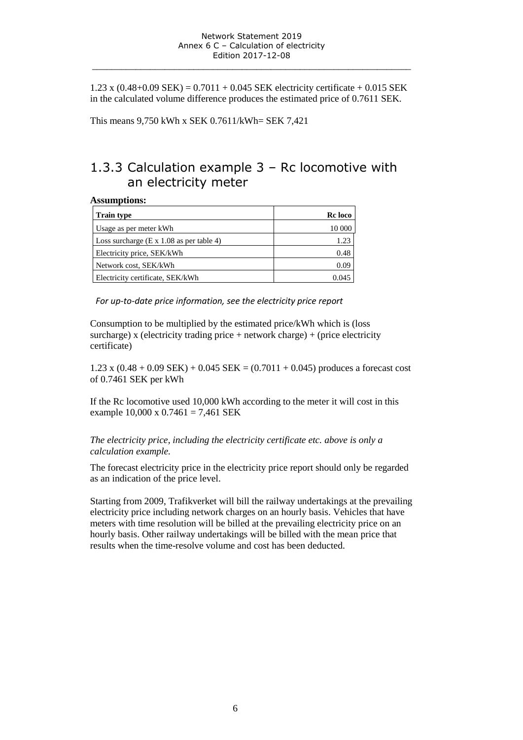1.23 x (0.48+0.09 SEK) = 0.7011 + 0.045 SEK electricity certificate + 0.015 SEK in the calculated volume difference produces the estimated price of 0.7611 SEK.

This means 9,750 kWh x SEK 0.7611/kWh= SEK 7,421

## 1.3.3 Calculation example 3 – Rc locomotive with an electricity meter

**Assumptions:**

| **Train type** | **Rc loco** |
|---|---:|
| Usage as per meter kWh | 10 000 |
| Loss surcharge (E x 1.08 as per table 4) | 1.23 |
| Electricity price, SEK/kWh | 0.48 |
| Network cost, SEK/kWh | 0.09 |
| Electricity certificate, SEK/kWh | 0.045 |

*For up-to-date price information, see the electricity price report*

Consumption to be multiplied by the estimated price/kWh which is (loss surcharge) x (electricity trading price + network charge) + (price electricity certificate)

1.23 x (0.48 + 0.09 SEK) + 0.045 SEK = (0.7011 + 0.045) produces a forecast cost of 0.7461 SEK per kWh

If the Rc locomotive used 10,000 kWh according to the meter it will cost in this example 10,000 x 0.7461 = 7,461 SEK

*The electricity price, including the electricity certificate etc. above is only a calculation example.*

The forecast electricity price in the electricity price report should only be regarded as an indication of the price level.

Starting from 2009, Trafikverket will bill the railway undertakings at the prevailing electricity price including network charges on an hourly basis. Vehicles that have meters with time resolution will be billed at the prevailing electricity price on an hourly basis. Other railway undertakings will be billed with the mean price that results when the time-resolve volume and cost has been deducted.